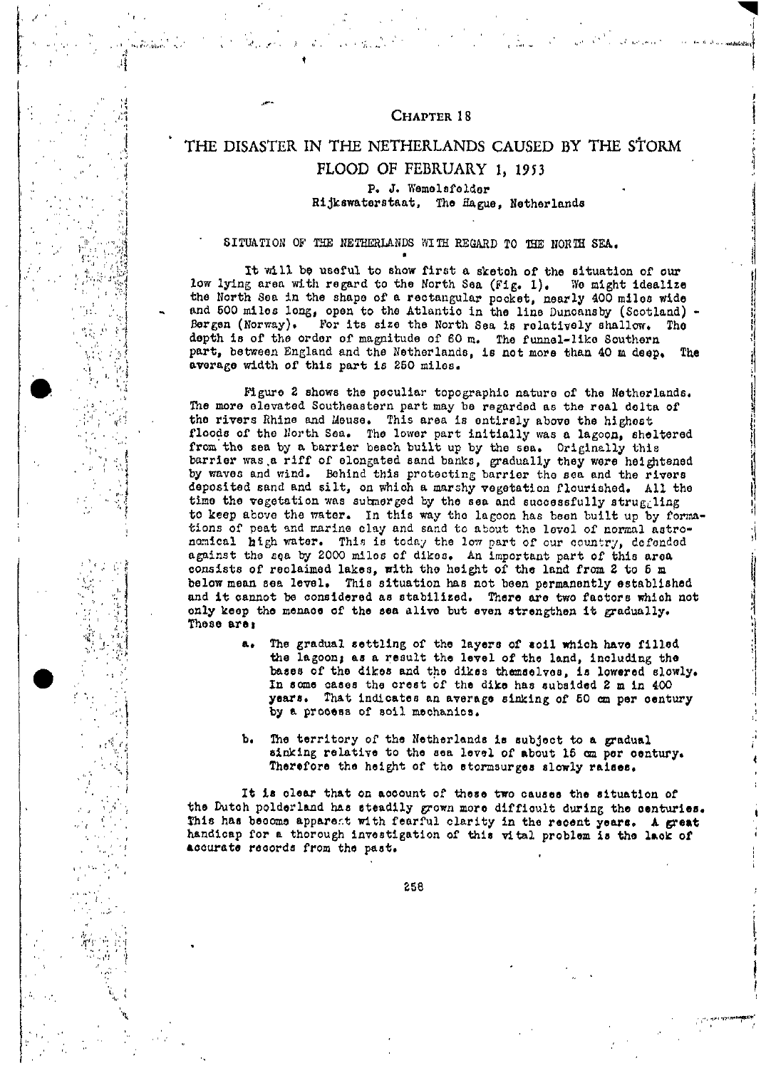# CHAPTER 18

# THE DISASTER IN THE NETHERLANDS CAUSED BY THE STORM FLOOD OF FEBRUARY 1, 1953

P. J. Wemelsfelder
Rijkswaterstaat, The Hague, Netherlands

## SITUATION OF THE NETHERLANDS WITH REGARD TO THE NORTH SEA.

It will be useful to show first a sketch of the situation of our low lying area with regard to the North Sea (Fig. 1). We might idealize the North Sea in the shape of a rectangular pocket, nearly 400 miles wide and 500 miles long, open to the Atlantic in the line Duncansby (Scotland) - Bergen (Norway). For its size the North Sea is relatively shallow. The depth is of the order of magnitude of 60 m. The funnel-like Southern part, between England and the Netherlands, is not more than 40 m deep. The average width of this part is 250 miles.

Figure 2 shows the peculiar topographic nature of the Netherlands. The more elevated Southeastern part may be regarded as the real delta of the rivers Rhine and Meuse. This area is entirely above the highest floods of the North Sea. The lower part initially was a lagoon, sheltered from the sea by a barrier beach built up by the sea. Originally this barrier was a riff of elongated sand banks, gradually they were heightened by waves and wind. Behind this protecting barrier the sea and the rivers deposited sand and silt, on which a marshy vegetation flourished. All the time the vegetation was submerged by the sea and successfully struggling to keep above the water. In this way the lagoon has been built up by formations of peat and marine clay and sand to about the level of normal astronomical high water. This is today the low part of our country, defended against the sea by 2000 miles of dikes. An important part of this area consists of reclaimed lakes, with the height of the land from 2 to 6 m below mean sea level. This situation has not been permanently established and it cannot be considered as stabilized. There are two factors which not only keep the menace of the sea alive but even strengthen it gradually. These are:

a. The gradual settling of the layers of soil which have filled the lagoon; as a result the level of the land, including the bases of the dikes and the dikes themselves, is lowered slowly. In some cases the crest of the dike has subsided 2 m in 400 years. That indicates an average sinking of 50 cm per century by a process of soil mechanics.

b. The territory of the Netherlands is subject to a gradual sinking relative to the sea level of about 15 cm per century. Therefore the height of the stormsurges slowly raises.

It is clear that on account of these two causes the situation of the Dutch polderland has steadily grown more difficult during the centuries. This has become apparent with fearful clarity in the recent years. A great handicap for a thorough investigation of this vital problem is the lack of accurate records from the past.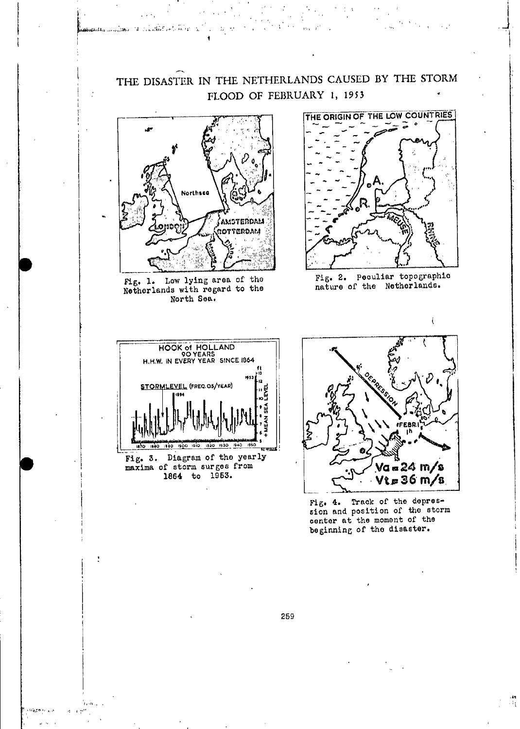# THE DISASTER IN THE NETHERLANDS CAUSED BY THE STORM FLOOD OF FEBRUARY 1, 1953

Fig. 1. Low lying area of the Netherlands with regard to the North Sea.

Fig. 2. Peculiar topographic nature of the Netherlands.

Fig. 3. Diagram of the yearly maxima of storm surges from 1864 to 1953.

Fig. 4. Track of the depression and position of the storm center at the moment of the beginning of the disaster.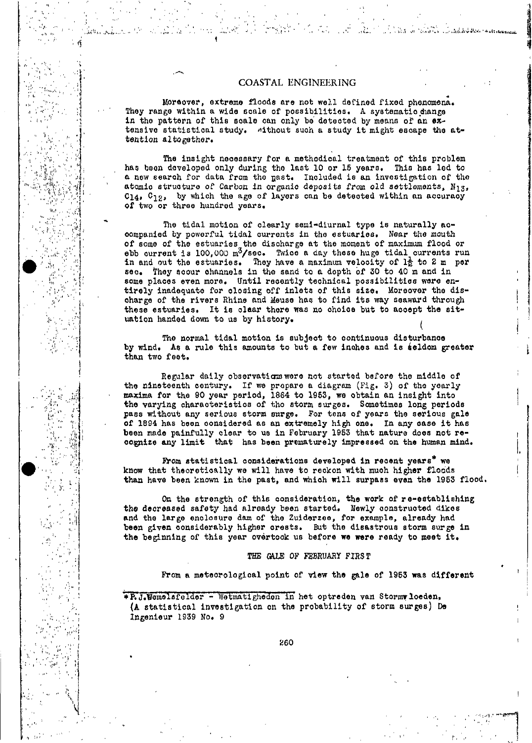Moreover, extreme floods are not well defined fixed phenomena. They range within a wide scale of possibilities. A systematic change in the pattern of this scale can only be detected by means of an extensive statistical study. Without such a study it might escape the attention altogether.

The insight necessary for a methodical treatment of this problem has been developed only during the last 10 or 15 years. This has led to a new search for data from the past. Included is an investigation of the atomic structure of Carbon in organic deposits from old settlements, $N_{13}$, $C_{14}$, $C_{12}$, by which the age of layers can be detected within an accuracy of two or three hundred years.

The tidal motion of clearly semi-diurnal type is naturally accompanied by powerful tidal currents in the estuaries. Near the mouth of some of the estuaries the discharge at the moment of maximum flood or ebb current is 100,000 $m^3$/sec. Twice a day these huge tidal currents run in and out the estuaries. They have a maximum velocity of $1\frac{1}{2}$ to 2 m per sec. They scour channels in the sand to a depth of 30 to 40 m and in some places even more. Until recently technical possibilities were entirely inadequate for closing off inlets of this size. Moreover the discharge of the rivers Rhine and Meuse has to find its way seaward through these estuaries. It is clear there was no choice but to accept the situation handed down to us by history.

The normal tidal motion is subject to continuous disturbance by wind. As a rule this amounts to but a few inches and is seldom greater than two feet.

Regular daily observations were not started before the middle of the nineteenth century. If we prepare a diagram (Fig. 3) of the yearly maxima for the 90 year period, 1864 to 1953, we obtain an insight into the varying characteristics of the storm surges. Sometimes long periods pass without any serious storm surge. For tens of years the serious gale of 1894 has been considered as an extremely high one. In any case it has been made painfully clear to us in February 1953 that nature does not recognize any limit that has been prematurely impressed on the human mind.

From statistical considerations developed in recent years* we know that theoretically we will have to reckon with much higher floods than have been known in the past, and which will surpass even the 1953 flood.

On the strength of this consideration, the work of re-establishing the decreased safety had already been started. Newly constructed dikes and the large enclosure dam of the Zuiderzee, for example, already had been given considerably higher crests. But the disastrous storm surge in the beginning of this year overtook us before we were ready to meet it.

### THE GALE OF FEBRUARY FIRST

From a meteorological point of view the gale of 1953 was different

---

*P. J. Wemelsfelder - Wetmatigheden in het optreden van Stormvloeden, (A statistical investigation on the probability of storm surges) De Ingenieur 1939 No. 9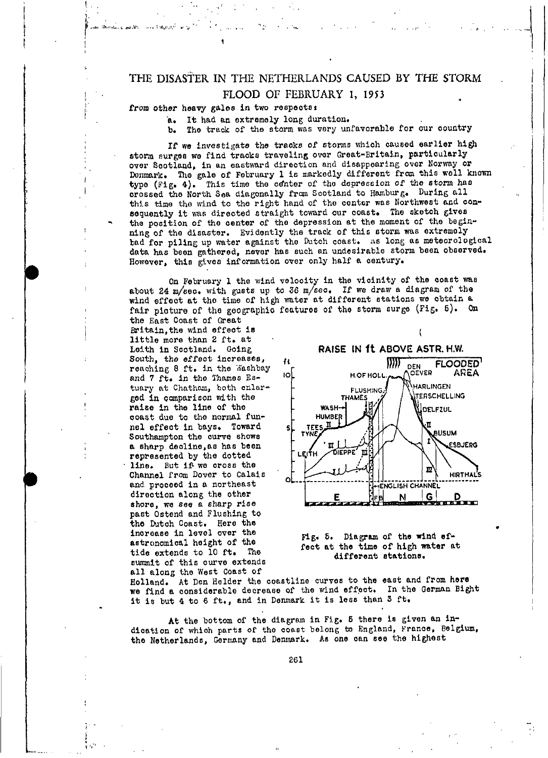from other heavy gales in two respects:

a. It had an extremely long duration.
b. The track of the storm was very unfavorable for our country

If we investigate the tracks of storms which caused earlier high storm surges we find tracks traveling over Great-Britain, particularly over Scotland, in an eastward direction and disappearing over Norway or Denmark. The gale of February 1 is markedly different from this well known type (Fig. 4). This time the center of the depression of the storm has crossed the North Sea diagonally from Scotland to Hamburg. During all this time the wind to the right hand of the center was Northwest and consequently it was directed straight toward our coast. The sketch gives the position of the center of the depression at the moment of the beginning of the disaster. Evidently the track of this storm was extremely bad for piling up water against the Dutch coast. As long as meteorological data has been gathered, never has such an undesirable storm been observed. However, this gives information over only half a century.

On February 1 the wind velocity in the vicinity of the coast was about 24 m/sec. with gusts up to 36 m/sec. If we draw a diagram of the wind effect at the time of high water at different stations we obtain a fair picture of the geographic features of the storm surge (Fig. 5). On the East Coast of Great Britain, the wind effect is little more than 2 ft. at Leith in Scotland. Going South, the effect increases, reaching 8 ft. in the Washbay and 7 ft. in the Thames Estuary at Chatham, both enlarged in comparison with the raise in the line of the coast due to the normal funnel effect in bays. Toward Southampton the curve shows a sharp decline, as has been represented by the dotted line. But if we cross the Channel from Dover to Calais and proceed in a northeast direction along the other shore, we see a sharp rise past Ostend and Flushing to the Dutch Coast. Here the increase in level over the astronomical height of the tide extends to 10 ft. The summit of this curve extends all along the West Coast of Holland. At Den Helder the coastline curves to the east and from here we find a considerable decrease of the wind effect. In the German Bight it is but 4 to 6 ft., and in Denmark it is less than 3 ft.

Fig. 5. Diagram of the wind effect at the time of high water at different stations.

At the bottom of the diagram in Fig. 5 there is given an indication of which parts of the coast belong to England, France, Belgium, the Netherlands, Germany and Denmark. As one can see the highest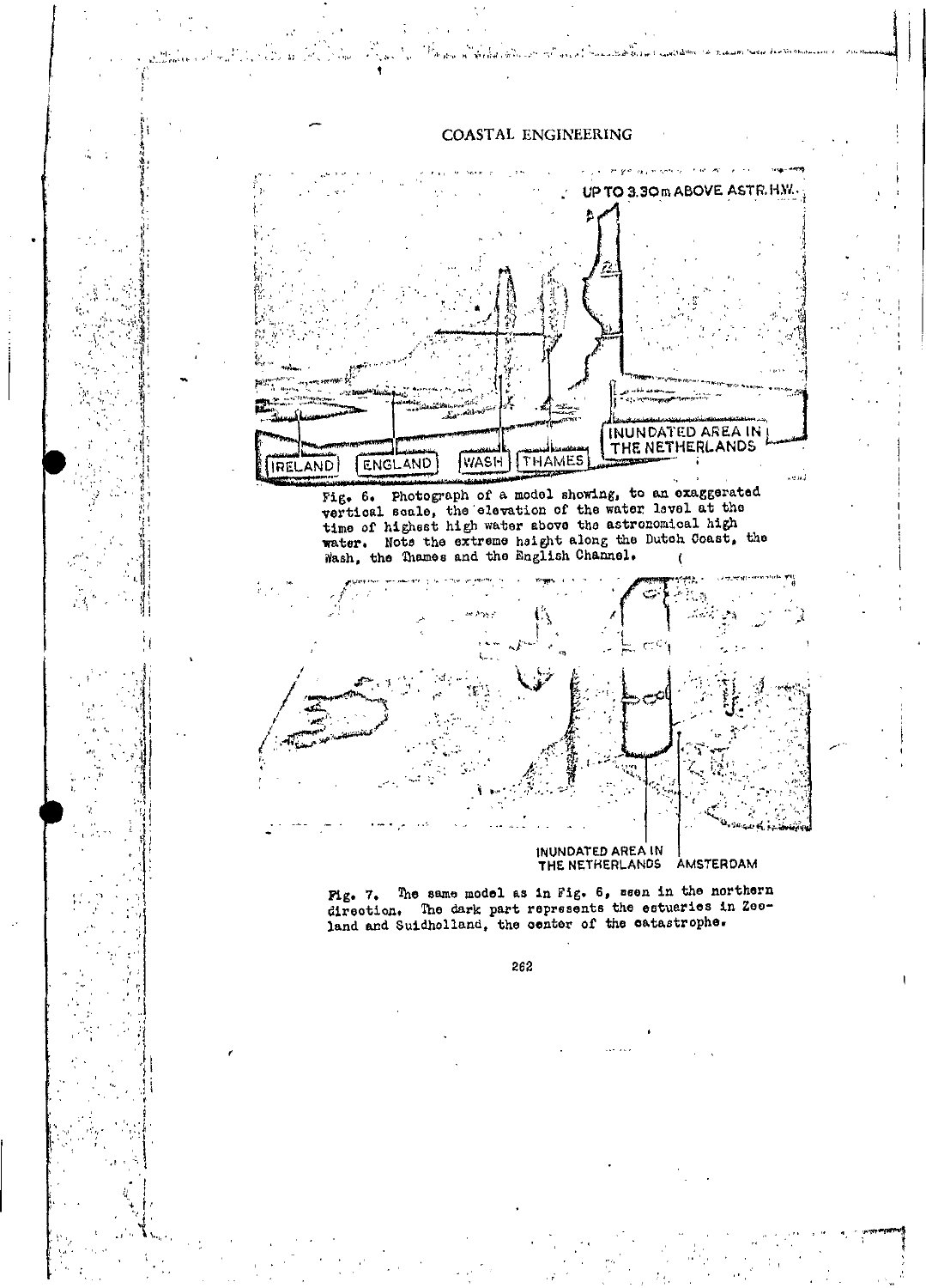Fig. 6. Photograph of a model showing, to an exaggerated vertical scale, the elevation of the water level at the time of highest high water above the astronomical high water. Note the extreme height along the Dutch Coast, the Wash, the Thames and the English Channel.

Fig. 7. The same model as in Fig. 6, seen in the northern direction. The dark part represents the estuaries in Zeeland and Suidholland, the center of the catastrophe.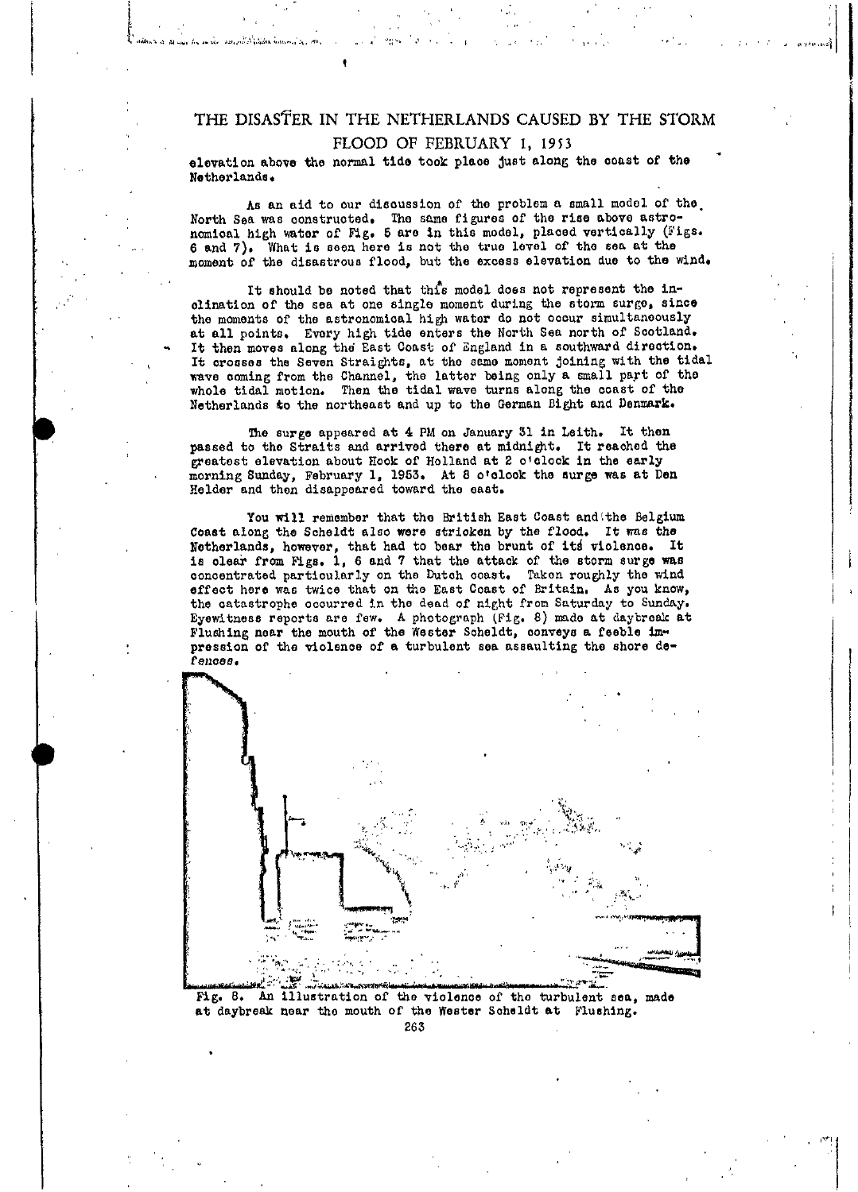elevation above the normal tide took place just along the coast of the Netherlands.

As an aid to our discussion of the problem a small model of the North Sea was constructed. The same figures of the rise above astronomical high water of Fig. 5 are in this model, placed vertically (Figs. 6 and 7). What is seen here is not the true level of the sea at the moment of the disastrous flood, but the excess elevation due to the wind.

It should be noted that this model does not represent the inclination of the sea at one single moment during the storm surge, since the moments of the astronomical high water do not occur simultaneously at all points. Every high tide enters the North Sea north of Scotland. It then moves along the East Coast of England in a southward direction. It crosses the Seven Straights, at the same moment joining with the tidal wave coming from the Channel, the latter being only a small part of the whole tidal motion. Then the tidal wave turns along the coast of the Netherlands to the northeast and up to the German Bight and Denmark.

The surge appeared at 4 PM on January 31 in Leith. It then passed to the Straits and arrived there at midnight. It reached the greatest elevation about Hook of Holland at 2 o'clock in the early morning Sunday, February 1, 1953. At 8 o'clock the surge was at Den Helder and then disappeared toward the east.

You will remember that the British East Coast and the Belgium Coast along the Scheldt also were stricken by the flood. It was the Netherlands, however, that had to bear the brunt of its violence. It is clear from Figs. 1, 6 and 7 that the attack of the storm surge was concentrated particularly on the Dutch coast. Taken roughly the wind effect here was twice that on the East Coast of Britain. As you know, the catastrophe occurred in the dead of night from Saturday to Sunday. Eyewitness reports are few. A photograph (Fig. 8) made at daybreak at Flushing near the mouth of the Wester Scheldt, conveys a feeble impression of the violence of a turbulent sea assaulting the shore defences.

Fig. 8. An illustration of the violence of the turbulent sea, made at daybreak near the mouth of the Wester Scheldt at Flushing.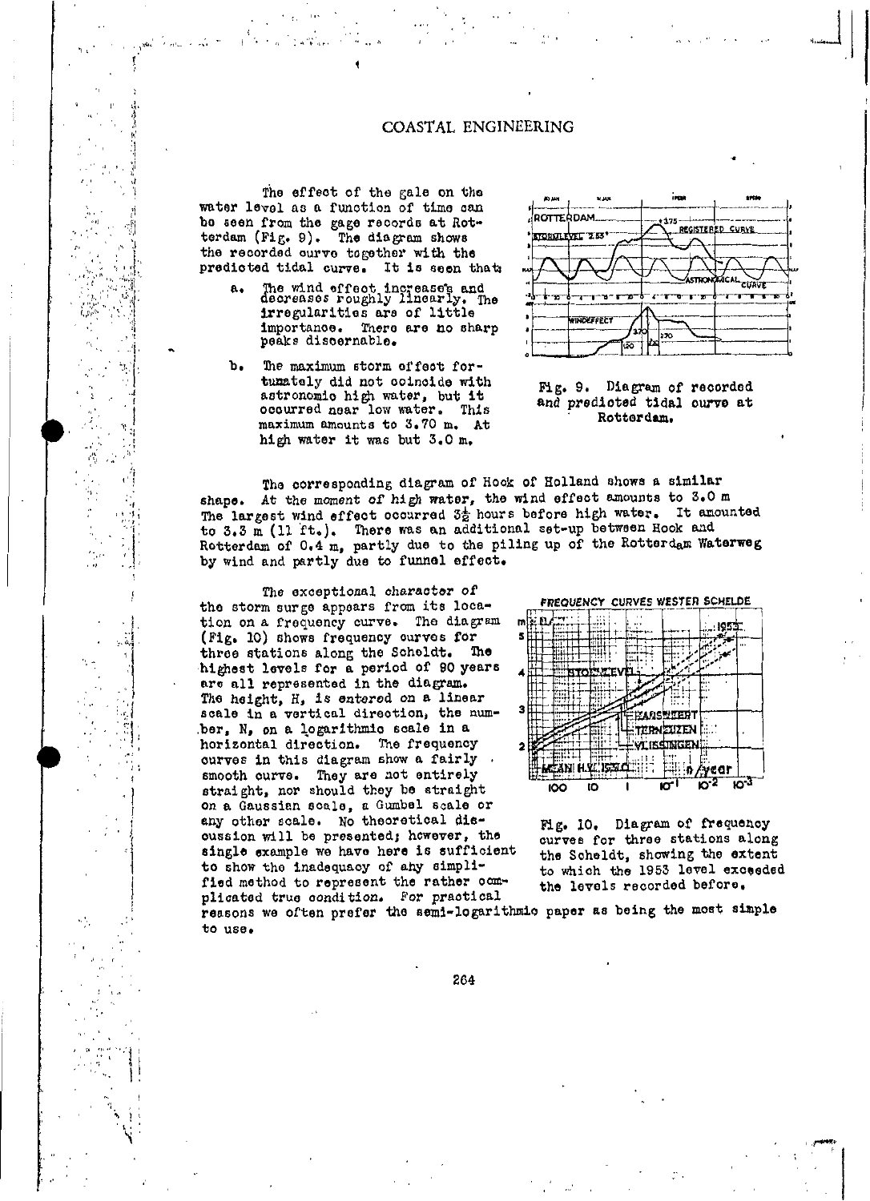The effect of the gale on the water level as a function of time can be seen from the gage records at Rotterdam (Fig. 9). The diagram shows the recorded curve together with the predicted tidal curve. It is seen that:

a. The wind effect increases and decreases roughly linearly. The irregularities are of little importance. There are no sharp peaks discernable.

b. The maximum storm effect fortunately did not coincide with astronomic high water, but it occurred near low water. This maximum amounts to 3.70 m. At high water it was but 3.0 m.

Fig. 9. Diagram of recorded and predicted tidal curve at Rotterdam.

The corresponding diagram of Hook of Holland shows a similar shape. At the moment of high water, the wind effect amounts to 3.0 m The largest wind effect occurred 3½ hours before high water. It amounted to 3.3 m (11 ft.). There was an additional set-up between Hook and Rotterdam of 0.4 m, partly due to the piling up of the Rotterdam Waterweg by wind and partly due to funnel effect.

The exceptional character of the storm surge appears from its location on a frequency curve. The diagram (Fig. 10) shows frequency curves for three stations along the Scheldt. The highest levels for a period of 90 years are all represented in the diagram. The height, H, is entered on a linear scale in a vertical direction, the number, N, on a logarithmic scale in a horizontal direction. The frequency curves in this diagram show a fairly smooth curve. They are not entirely straight, nor should they be straight on a Gaussian scale, a Gumbel scale or any other scale. No theoretical discussion will be presented; however, the single example we have here is sufficient to show the inadequacy of any simplified method to represent the rather complicated true condition. For practical reasons we often prefer the semi-logarithmic paper as being the most simple to use.

Fig. 10. Diagram of frequency curves for three stations along the Scheldt, showing the extent to which the 1953 level exceeded the levels recorded before.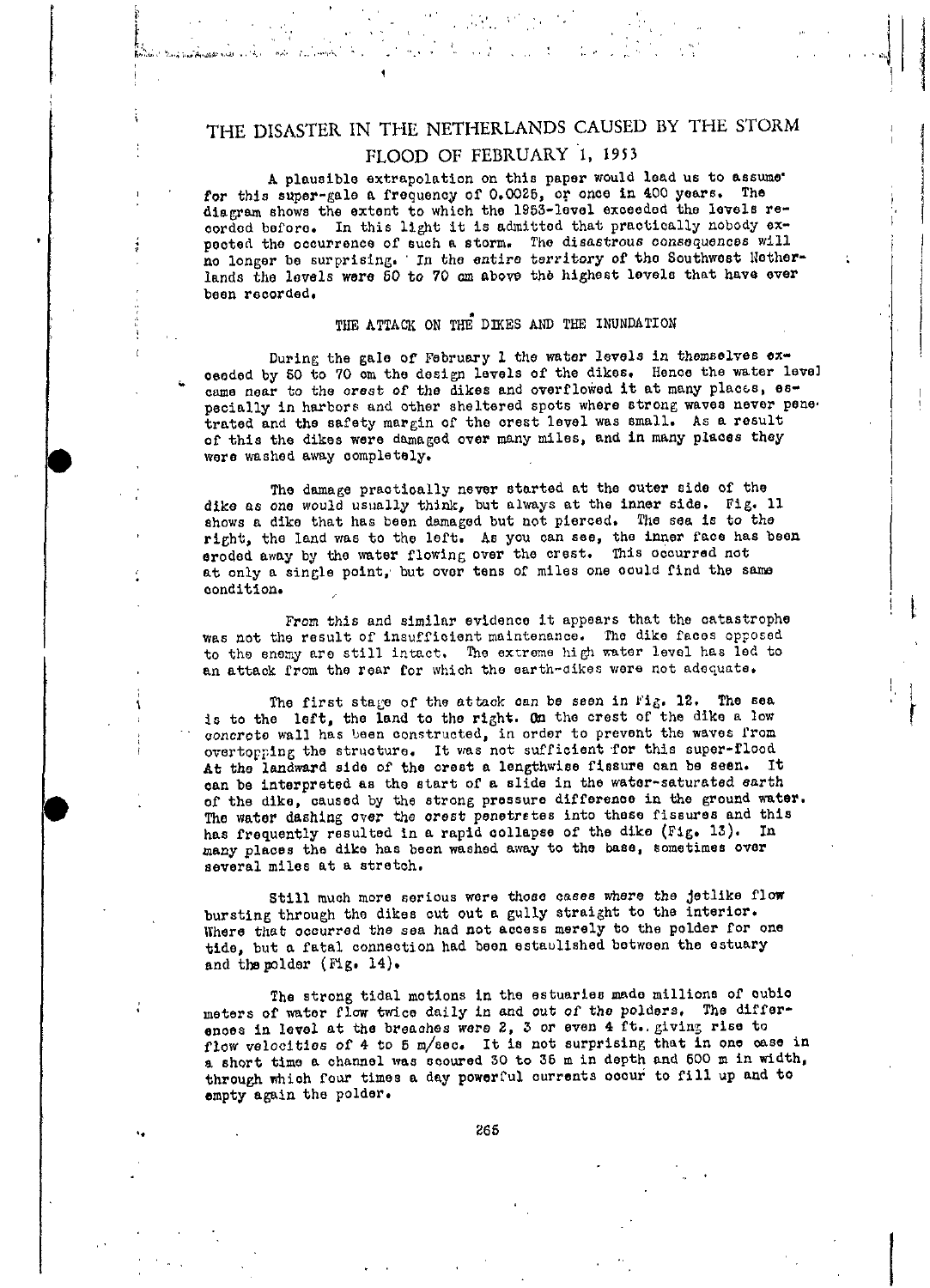# THE DISASTER IN THE NETHERLANDS CAUSED BY THE STORM FLOOD OF FEBRUARY 1, 1953

A plausible extrapolation on this paper would lead us to assume for this super-gale a frequency of 0.0025, or once in 400 years. The diagram shows the extent to which the 1953-level exceeded the levels recorded before. In this light it is admitted that practically nobody expected the occurrence of such a storm. The disastrous consequences will no longer be surprising. *In the entire territory of the Southwest Netherlands the levels were 50 to 70 cm above the highest levels that have ever been recorded.*

## THE ATTACK ON THE DIKES AND THE INUNDATION

During the gale of February 1 the water levels in themselves exceeded by 50 to 70 cm the design levels of the dikes. Hence the water level came near to the crest of the dikes and overflowed it at many places, especially in harbors and other sheltered spots where strong waves never penetrated and the safety margin of the crest level was small. As a result of this the dikes were damaged over many miles, and in many places they were washed away completely.

The damage practically never started at the outer side of the dike as one would usually think, but always at the inner side. Fig. 11 shows a dike that has been damaged but not pierced. The sea is to the right, the land was to the left. As you can see, the inner face has been eroded away by the water flowing over the crest. This occurred not at only a single point, but over tens of miles one could find the same condition.

From this and similar evidence it appears that the catastrophe was not the result of insufficient maintenance. The dike faces opposed to the enemy are still intact. The extreme high water level has led to an attack from the rear for which the earth-dikes were not adequate.

The first stage of the attack can be seen in Fig. 12. The sea is to the left, the land to the right. On the crest of the dike a low concrete wall has been constructed, in order to prevent the waves from overtopping the structure. It was not sufficient for this super-flood. At the landward side of the crest a lengthwise fissure can be seen. It can be interpreted as the start of a slide in the water-saturated earth of the dike, caused by the strong pressure difference in the ground water. The water dashing over the crest penetrates into these fissures and this has frequently resulted in a rapid collapse of the dike (Fig. 13). In many places the dike has been washed away to the base, sometimes over several miles at a stretch.

Still much more serious were those cases where the jetlike flow bursting through the dikes cut out a gully straight to the interior. Where that occurred the sea had not access merely to the polder for one tide, but a fatal connection had been established between the estuary and the polder (Fig. 14).

The strong tidal motions in the estuaries made millions of cubic meters of water flow twice daily in and out of the polders. The differences in level at the breaches were 2, 3 or even 4 ft., giving rise to flow velocities of 4 to 5 m/sec. It is not surprising that in one case in a short time a channel was scoured 30 to 35 m in depth and 500 m in width, through which four times a day powerful currents occur to fill up and to empty again the polder.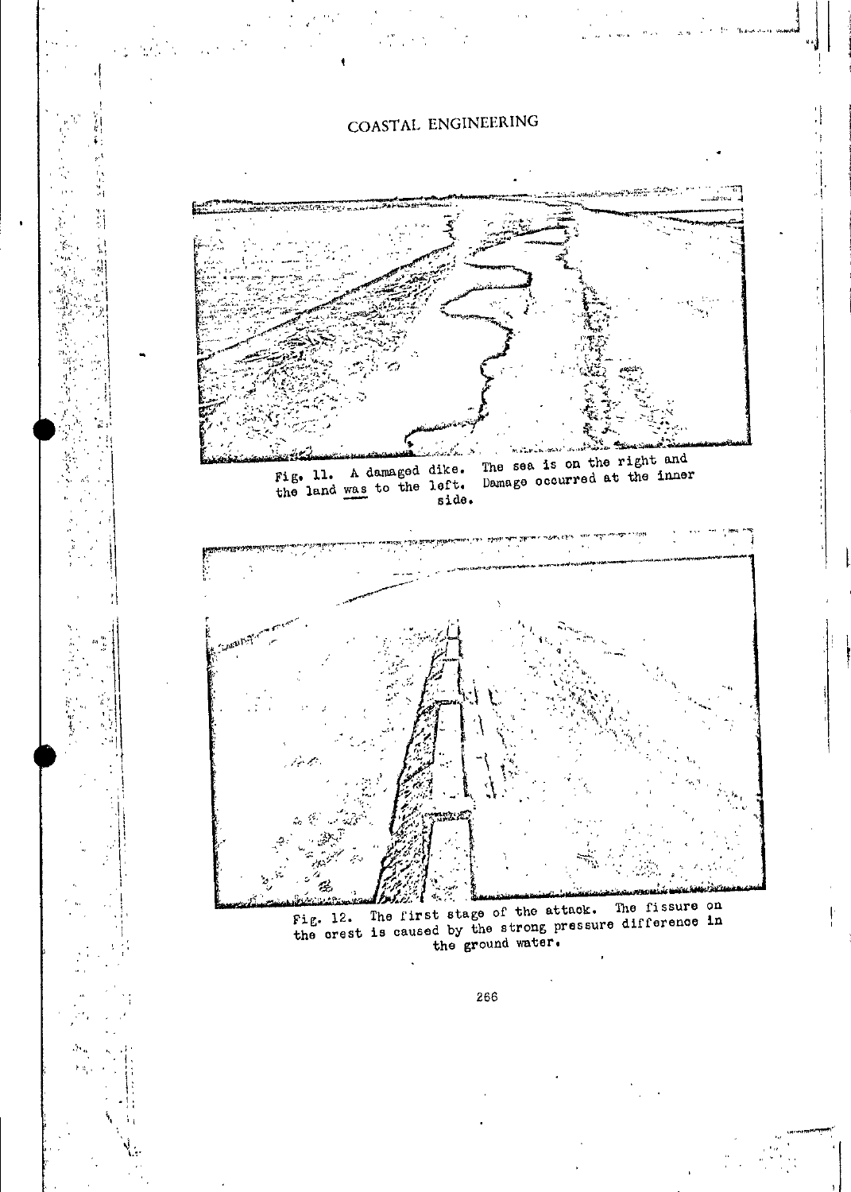Fig. 11. A damaged dike. The sea is on the right and the land was to the left. Damage occurred at the inner side.

Fig. 12. The first stage of the attack. The fissure on the crest is caused by the strong pressure difference in the ground water.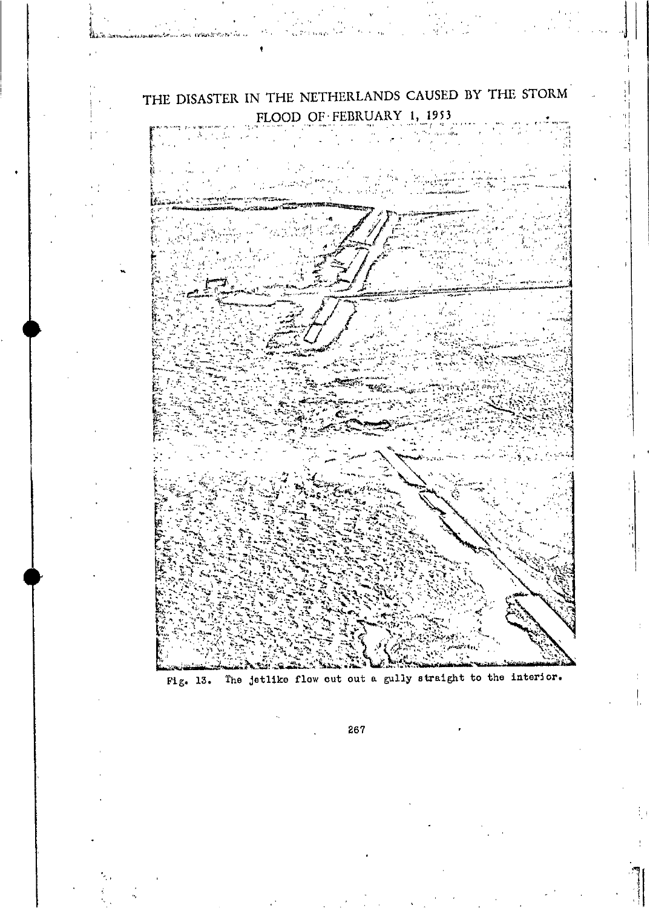# THE DISASTER IN THE NETHERLANDS CAUSED BY THE STORM FLOOD OF FEBRUARY 1, 1953

Fig. 13. The jetlike flow cut out a gully straight to the interior.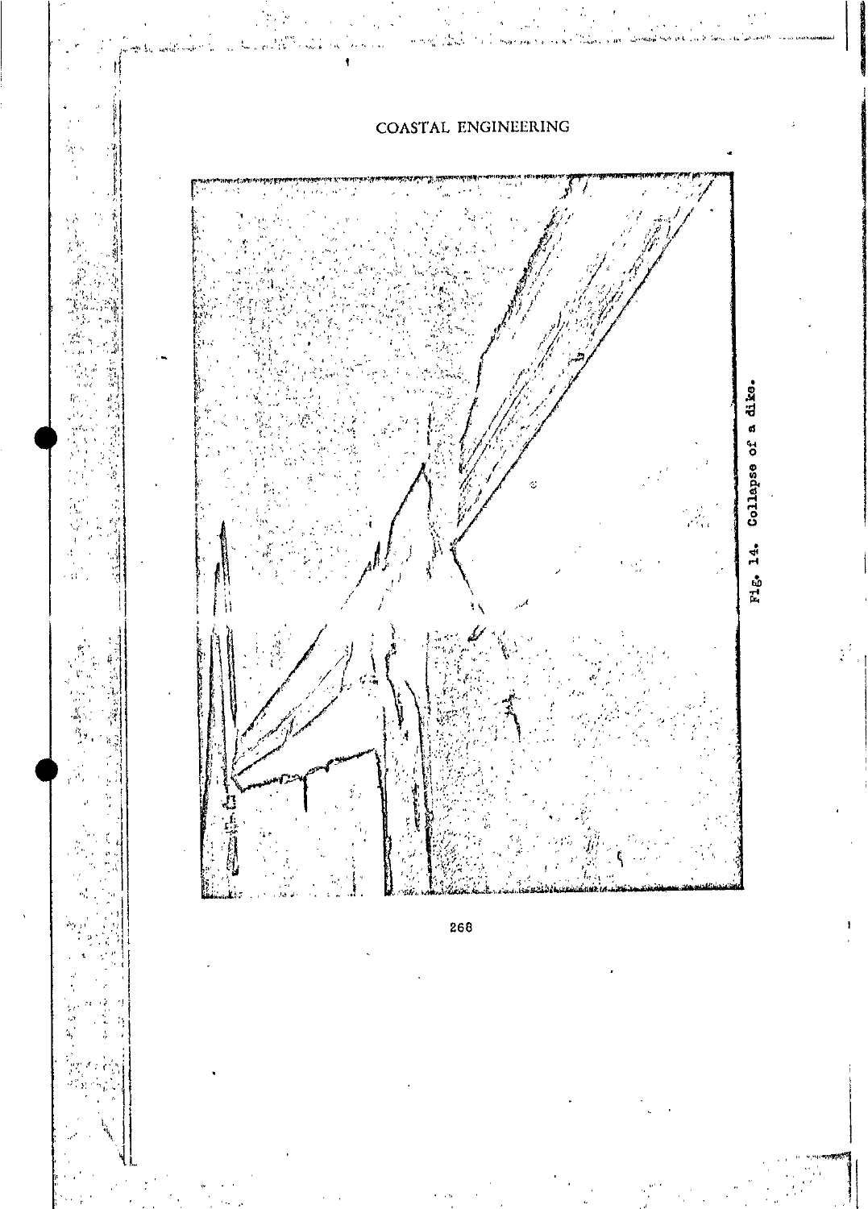Fig. 14. Collapse of a dike.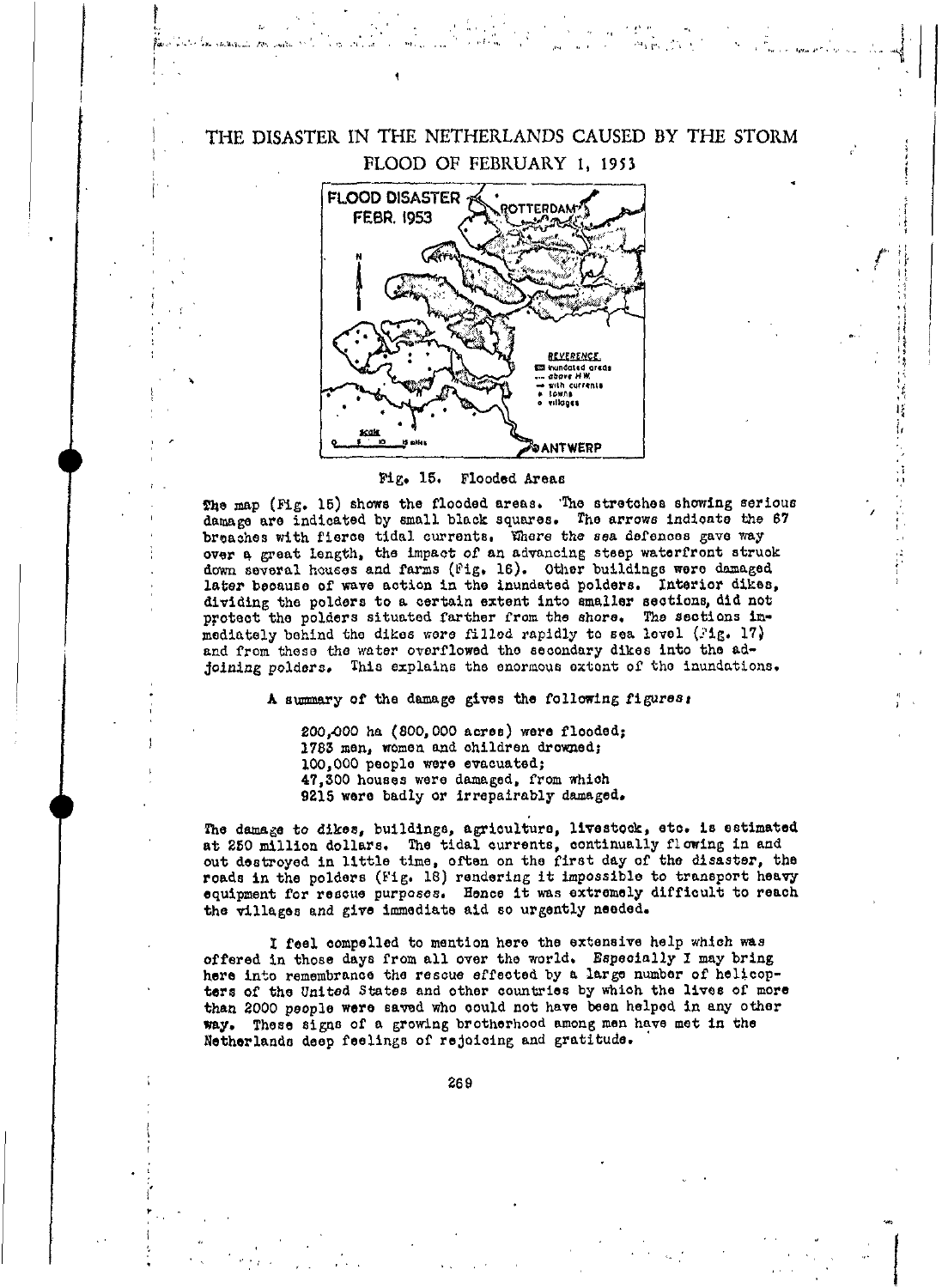# THE DISASTER IN THE NETHERLANDS CAUSED BY THE STORM FLOOD OF FEBRUARY 1, 1953

Fig. 15. Flooded Areas

The map (Fig. 15) shows the flooded areas. The stretches showing serious damage are indicated by small black squares. The arrows indicate the 67 breaches with fierce tidal currents. Where the sea defences gave way over a great length, the impact of an advancing steep waterfront struck down several houses and farms (Fig. 16). Other buildings were damaged later because of wave action in the inundated polders. Interior dikes, dividing the polders to a certain extent into smaller sections, did not protect the polders situated farther from the shore. The sections immediately behind the dikes were filled rapidly to sea level (Fig. 17) and from these the water overflowed the secondary dikes into the adjoining polders. This explains the enormous extent of the inundations.

A summary of the damage gives the following figures:

200,000 ha (800,000 acres) were flooded;
1783 men, women and children drowned;
100,000 people were evacuated;
47,300 houses were damaged, from which
9215 were badly or irrepairably damaged.

The damage to dikes, buildings, agriculture, livestock, etc. is estimated at 250 million dollars. The tidal currents, continually flowing in and out destroyed in little time, often on the first day of the disaster, the roads in the polders (Fig. 18) rendering it impossible to transport heavy equipment for rescue purposes. Hence it was extremely difficult to reach the villages and give immediate aid so urgently needed.

I feel compelled to mention here the extensive help which was offered in those days from all over the world. Especially I may bring here into remembrance the rescue effected by a large number of helicopters of the United States and other countries by which the lives of more than 2000 people were saved who could not have been helped in any other way. These signs of a growing brotherhood among men have met in the Netherlands deep feelings of rejoicing and gratitude.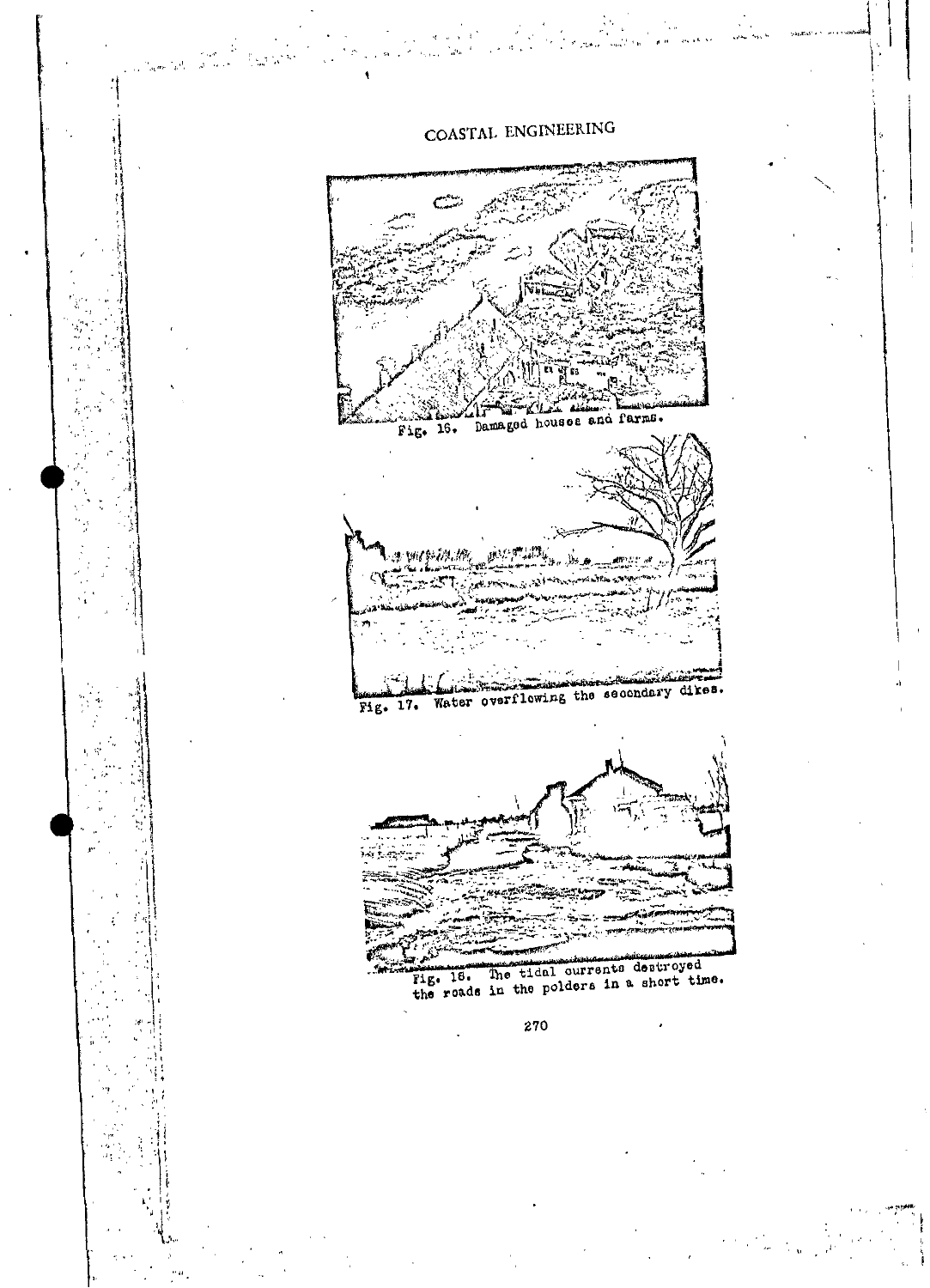Fig. 16. Damaged houses and farms.

Fig. 17. Water overflowing the secondary dikes.

Fig. 18. The tidal currents destroyed the roads in the polders in a short time.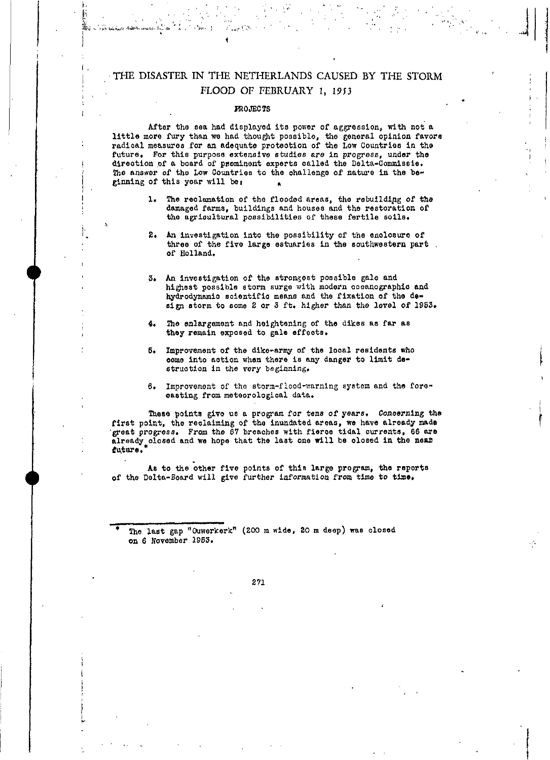# THE DISASTER IN THE NETHERLANDS CAUSED BY THE STORM FLOOD OF FEBRUARY 1, 1953

## PROJECTS

After the sea had displayed its power of aggression, with not a little more fury than we had thought possible, the general opinion favors radical measures for an adequate protection of the Low Countries in the future. For this purpose extensive studies are in progress, under the direction of a board of prominent experts called the Delta-Commissie. The answer of the Low Countries to the challenge of nature in the beginning of this year will be:

1. The reclamation of the flooded areas, the rebuilding of the damaged farms, buildings and houses and the restoration of the agricultural possibilities of these fertile soils.

2. An investigation into the possibility of the enclosure of three of the five large estuaries in the southwestern part of Holland.

3. An investigation of the strongest possible gale and highest possible storm surge with modern oceanographic and hydrodynamic scientific means and the fixation of the design storm to some 2 or 3 ft. higher than the level of 1953.

4. The enlargement and heightening of the dikes as far as they remain exposed to gale effects.

5. Improvement of the dike-army of the local residents who come into action when there is any danger to limit destruction in the very beginning.

6. Improvement of the storm-flood-warning system and the forecasting from meteorological data.

These points give us a program for tens of years. Concerning the first point, the reclaiming of the inundated areas, we have already made great progress. From the 67 breaches with fierce tidal currents, 66 are already closed and we hope that the last one will be closed in the near future.*

As to the other five points of this large program, the reports of the Delta-Board will give further information from time to time.

---

\* The last gap "Ouwerkerk" (200 m wide, 20 m deep) was closed on 6 November 1953.